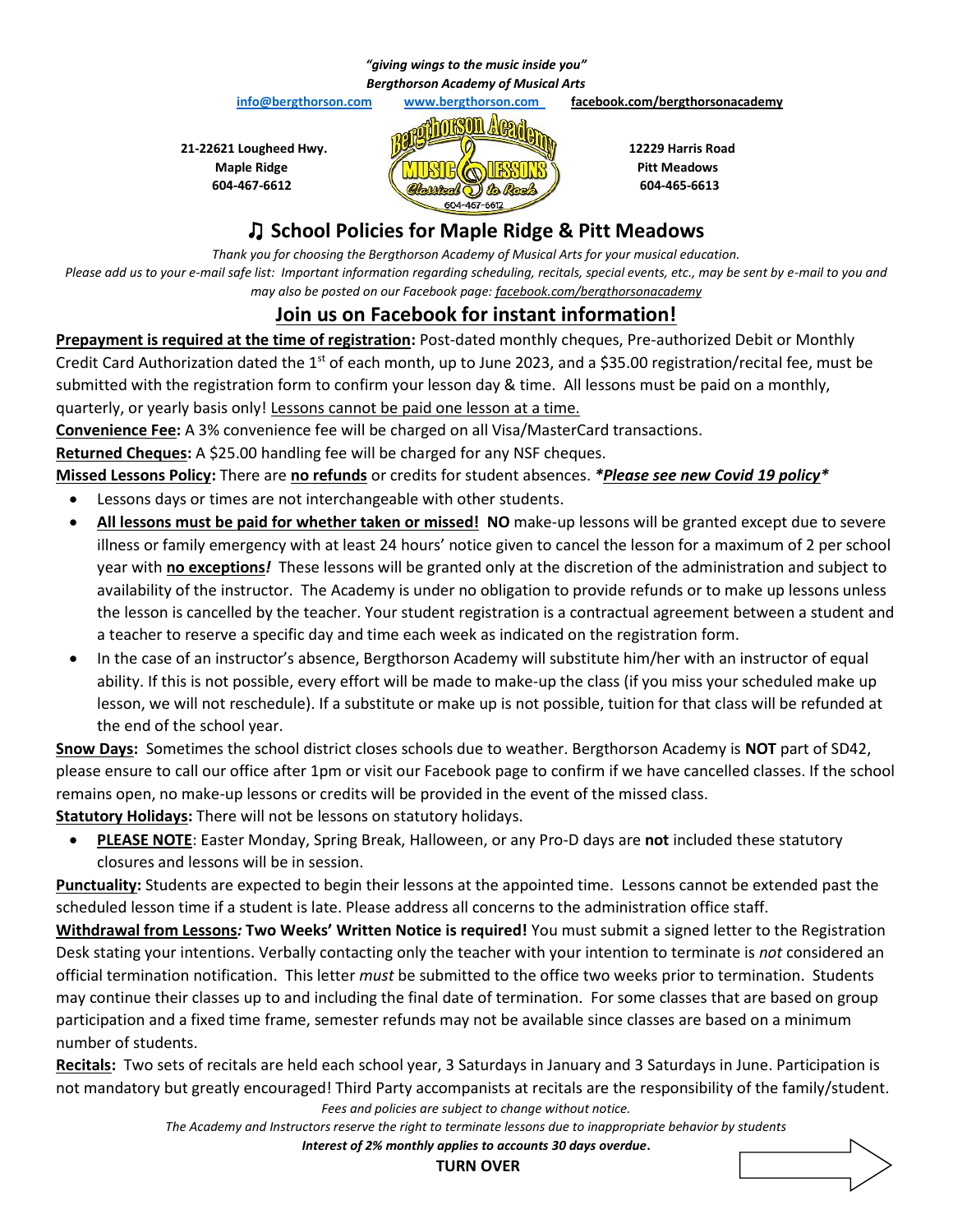***"giving wings to the music inside you"***
***Bergthorson Academy of Musical Arts***

info@bergthorson.com www.bergthorson.com facebook.com/bergthorsonacademy

**21-22621 Lougheed Hwy.**
**Maple Ridge**
**604-467-6612**

**12229 Harris Road**
**Pitt Meadows**
**604-465-6613**

# ♫ School Policies for Maple Ridge & Pitt Meadows

*Thank you for choosing the Bergthorson Academy of Musical Arts for your musical education.*
*Please add us to your e-mail safe list: Important information regarding scheduling, recitals, special events, etc., may be sent by e-mail to you and may also be posted on our Facebook page: facebook.com/bergthorsonacademy*

## Join us on Facebook for instant information!

**Prepayment is required at the time of registration:** Post-dated monthly cheques, Pre-authorized Debit or Monthly Credit Card Authorization dated the 1st of each month, up to June 2023, and a $35.00 registration/recital fee, must be submitted with the registration form to confirm your lesson day & time. All lessons must be paid on a monthly, quarterly, or yearly basis only! Lessons cannot be paid one lesson at a time.

**Convenience Fee:** A 3% convenience fee will be charged on all Visa/MasterCard transactions.

**Returned Cheques:** A $25.00 handling fee will be charged for any NSF cheques.

**Missed Lessons Policy:** There are **no refunds** or credits for student absences. ***\*Please see new Covid 19 policy\****

- Lessons days or times are not interchangeable with other students.
- **All lessons must be paid for whether taken or missed! NO** make-up lessons will be granted except due to severe illness or family emergency with at least 24 hours' notice given to cancel the lesson for a maximum of 2 per school year with **no exceptions*!*** These lessons will be granted only at the discretion of the administration and subject to availability of the instructor. The Academy is under no obligation to provide refunds or to make up lessons unless the lesson is cancelled by the teacher. Your student registration is a contractual agreement between a student and a teacher to reserve a specific day and time each week as indicated on the registration form.
- In the case of an instructor's absence, Bergthorson Academy will substitute him/her with an instructor of equal ability. If this is not possible, every effort will be made to make-up the class (if you miss your scheduled make up lesson, we will not reschedule). If a substitute or make up is not possible, tuition for that class will be refunded at the end of the school year.

**Snow Days:** Sometimes the school district closes schools due to weather. Bergthorson Academy is **NOT** part of SD42, please ensure to call our office after 1pm or visit our Facebook page to confirm if we have cancelled classes. If the school remains open, no make-up lessons or credits will be provided in the event of the missed class.

**Statutory Holidays:** There will not be lessons on statutory holidays.

- **PLEASE NOTE**: Easter Monday, Spring Break, Halloween, or any Pro-D days are **not** included these statutory closures and lessons will be in session.

**Punctuality:** Students are expected to begin their lessons at the appointed time. Lessons cannot be extended past the scheduled lesson time if a student is late. Please address all concerns to the administration office staff.

**Withdrawal from Lessons*:* Two Weeks' Written Notice is required!** You must submit a signed letter to the Registration Desk stating your intentions. Verbally contacting only the teacher with your intention to terminate is *not* considered an official termination notification. This letter *must* be submitted to the office two weeks prior to termination. Students may continue their classes up to and including the final date of termination. For some classes that are based on group participation and a fixed time frame, semester refunds may not be available since classes are based on a minimum number of students.

**Recitals:** Two sets of recitals are held each school year, 3 Saturdays in January and 3 Saturdays in June. Participation is not mandatory but greatly encouraged! Third Party accompanists at recitals are the responsibility of the family/student.

*Fees and policies are subject to change without notice.*
*The Academy and Instructors reserve the right to terminate lessons due to inappropriate behavior by students*
***Interest of 2% monthly applies to accounts 30 days overdue*.**

**TURN OVER**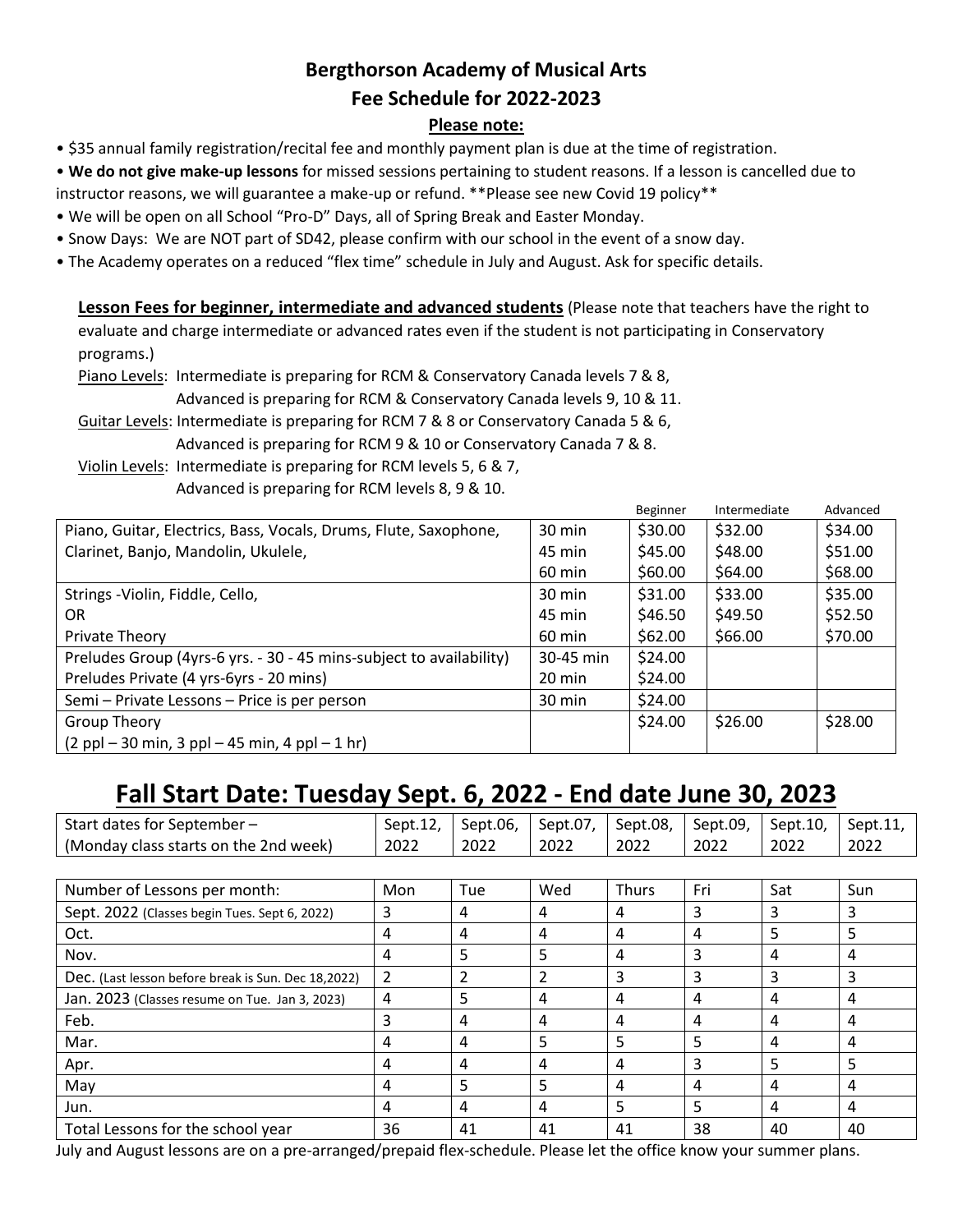**Bergthorson Academy of Musical Arts**
**Fee Schedule for 2022-2023**

**Please note:**

- $35 annual family registration/recital fee and monthly payment plan is due at the time of registration.
- **We do not give make-up lessons** for missed sessions pertaining to student reasons. If a lesson is cancelled due to instructor reasons, we will guarantee a make-up or refund. **Please see new Covid 19 policy**
- We will be open on all School "Pro-D" Days, all of Spring Break and Easter Monday.
- Snow Days: We are NOT part of SD42, please confirm with our school in the event of a snow day.
- The Academy operates on a reduced "flex time" schedule in July and August. Ask for specific details.

**Lesson Fees for beginner, intermediate and advanced students** (Please note that teachers have the right to evaluate and charge intermediate or advanced rates even if the student is not participating in Conservatory programs.)

Piano Levels: Intermediate is preparing for RCM & Conservatory Canada levels 7 & 8,
Advanced is preparing for RCM & Conservatory Canada levels 9, 10 & 11.

Guitar Levels: Intermediate is preparing for RCM 7 & 8 or Conservatory Canada 5 & 6,
Advanced is preparing for RCM 9 & 10 or Conservatory Canada 7 & 8.

Violin Levels: Intermediate is preparing for RCM levels 5, 6 & 7,
Advanced is preparing for RCM levels 8, 9 & 10.

| | | Beginner | Intermediate | Advanced |
|---|---|---|---|---|
| Piano, Guitar, Electrics, Bass, Vocals, Drums, Flute, Saxophone, | 30 min | $30.00 | $32.00 | $34.00 |
| Clarinet, Banjo, Mandolin, Ukulele, | 45 min | $45.00 | $48.00 | $51.00 |
| | 60 min | $60.00 | $64.00 | $68.00 |
| Strings -Violin, Fiddle, Cello, | 30 min | $31.00 | $33.00 | $35.00 |
| OR | 45 min | $46.50 | $49.50 | $52.50 |
| Private Theory | 60 min | $62.00 | $66.00 | $70.00 |
| Preludes Group (4yrs-6 yrs. - 30 - 45 mins-subject to availability) | 30-45 min | $24.00 | | |
| Preludes Private (4 yrs-6yrs - 20 mins) | 20 min | $24.00 | | |
| Semi – Private Lessons – Price is per person | 30 min | $24.00 | | |
| Group Theory (2 ppl – 30 min, 3 ppl – 45 min, 4 ppl – 1 hr) | | $24.00 | $26.00 | $28.00 |

# Fall Start Date: Tuesday Sept. 6, 2022 - End date June 30, 2023

| | | | | | | | |
|---|---|---|---|---|---|---|---|
| Start dates for September – (Monday class starts on the 2nd week) | Sept.12, 2022 | Sept.06, 2022 | Sept.07, 2022 | Sept.08, 2022 | Sept.09, 2022 | Sept.10, 2022 | Sept.11, 2022 |

| Number of Lessons per month: | Mon | Tue | Wed | Thurs | Fri | Sat | Sun |
|---|---|---|---|---|---|---|---|
| Sept. 2022 (Classes begin Tues. Sept 6, 2022) | 3 | 4 | 4 | 4 | 3 | 3 | 3 |
| Oct. | 4 | 4 | 4 | 4 | 4 | 5 | 5 |
| Nov. | 4 | 5 | 5 | 4 | 3 | 4 | 4 |
| Dec. (Last lesson before break is Sun. Dec 18,2022) | 2 | 2 | 2 | 3 | 3 | 3 | 3 |
| Jan. 2023 (Classes resume on Tue. Jan 3, 2023) | 4 | 5 | 4 | 4 | 4 | 4 | 4 |
| Feb. | 3 | 4 | 4 | 4 | 4 | 4 | 4 |
| Mar. | 4 | 4 | 5 | 5 | 5 | 4 | 4 |
| Apr. | 4 | 4 | 4 | 4 | 3 | 5 | 5 |
| May | 4 | 5 | 5 | 4 | 4 | 4 | 4 |
| Jun. | 4 | 4 | 4 | 5 | 5 | 4 | 4 |
| Total Lessons for the school year | 36 | 41 | 41 | 41 | 38 | 40 | 40 |

July and August lessons are on a pre-arranged/prepaid flex-schedule. Please let the office know your summer plans.